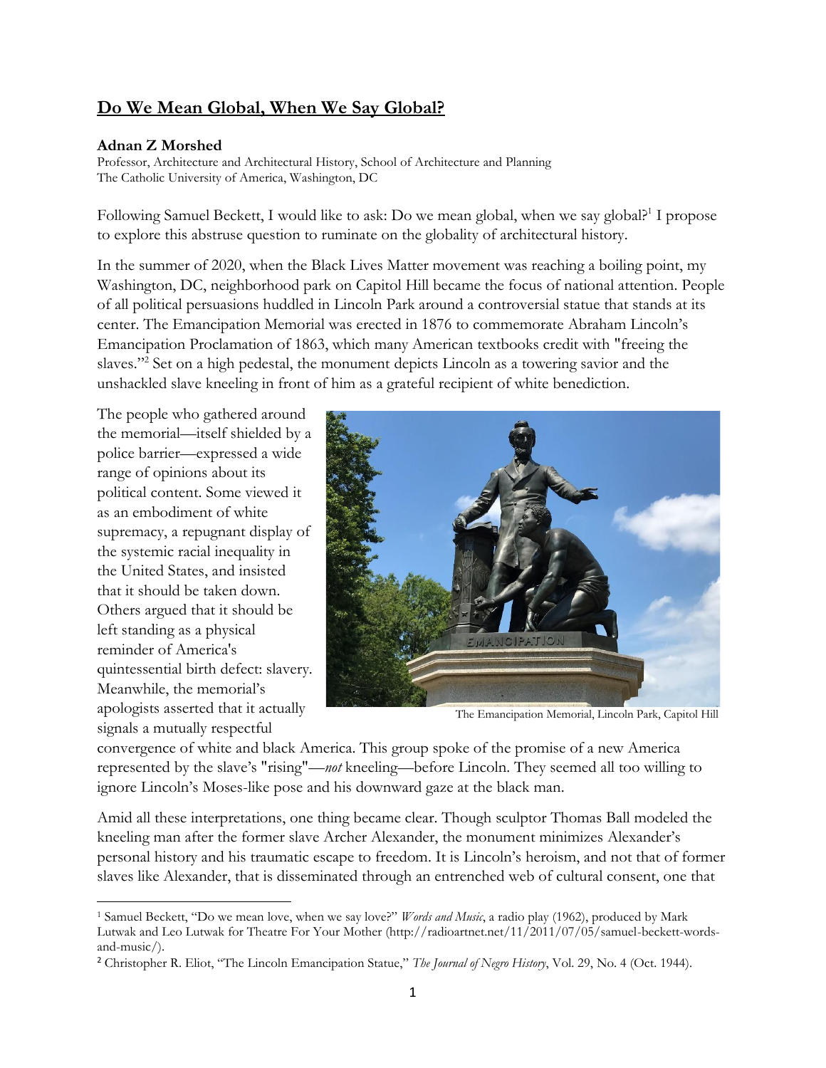# Do We Mean Global, When We Say Global?

**Adnan Z Morshed**
Professor, Architecture and Architectural History, School of Architecture and Planning
The Catholic University of America, Washington, DC

Following Samuel Beckett, I would like to ask: Do we mean global, when we say global?[1] I propose to explore this abstruse question to ruminate on the globality of architectural history.

In the summer of 2020, when the Black Lives Matter movement was reaching a boiling point, my Washington, DC, neighborhood park on Capitol Hill became the focus of national attention. People of all political persuasions huddled in Lincoln Park around a controversial statue that stands at its center. The Emancipation Memorial was erected in 1876 to commemorate Abraham Lincoln's Emancipation Proclamation of 1863, which many American textbooks credit with "freeing the slaves."[2] Set on a high pedestal, the monument depicts Lincoln as a towering savior and the unshackled slave kneeling in front of him as a grateful recipient of white benediction.

The people who gathered around the memorial—itself shielded by a police barrier—expressed a wide range of opinions about its political content. Some viewed it as an embodiment of white supremacy, a repugnant display of the systemic racial inequality in the United States, and insisted that it should be taken down. Others argued that it should be left standing as a physical reminder of America's quintessential birth defect: slavery. Meanwhile, the memorial's apologists asserted that it actually signals a mutually respectful convergence of white and black America. This group spoke of the promise of a new America represented by the slave's "rising"—*not* kneeling—before Lincoln. They seemed all too willing to ignore Lincoln's Moses-like pose and his downward gaze at the black man.

The Emancipation Memorial, Lincoln Park, Capitol Hill

Amid all these interpretations, one thing became clear. Though sculptor Thomas Ball modeled the kneeling man after the former slave Archer Alexander, the monument minimizes Alexander's personal history and his traumatic escape to freedom. It is Lincoln's heroism, and not that of former slaves like Alexander, that is disseminated through an entrenched web of cultural consent, one that

---

[1] Samuel Beckett, "Do we mean love, when we say love?" *Words and Music*, a radio play (1962), produced by Mark Lutwak and Leo Lutwak for Theatre For Your Mother (http://radioartnet.net/11/2011/07/05/samuel-beckett-words-and-music/).

[2] Christopher R. Eliot, "The Lincoln Emancipation Statue," *The Journal of Negro History*, Vol. 29, No. 4 (Oct. 1944).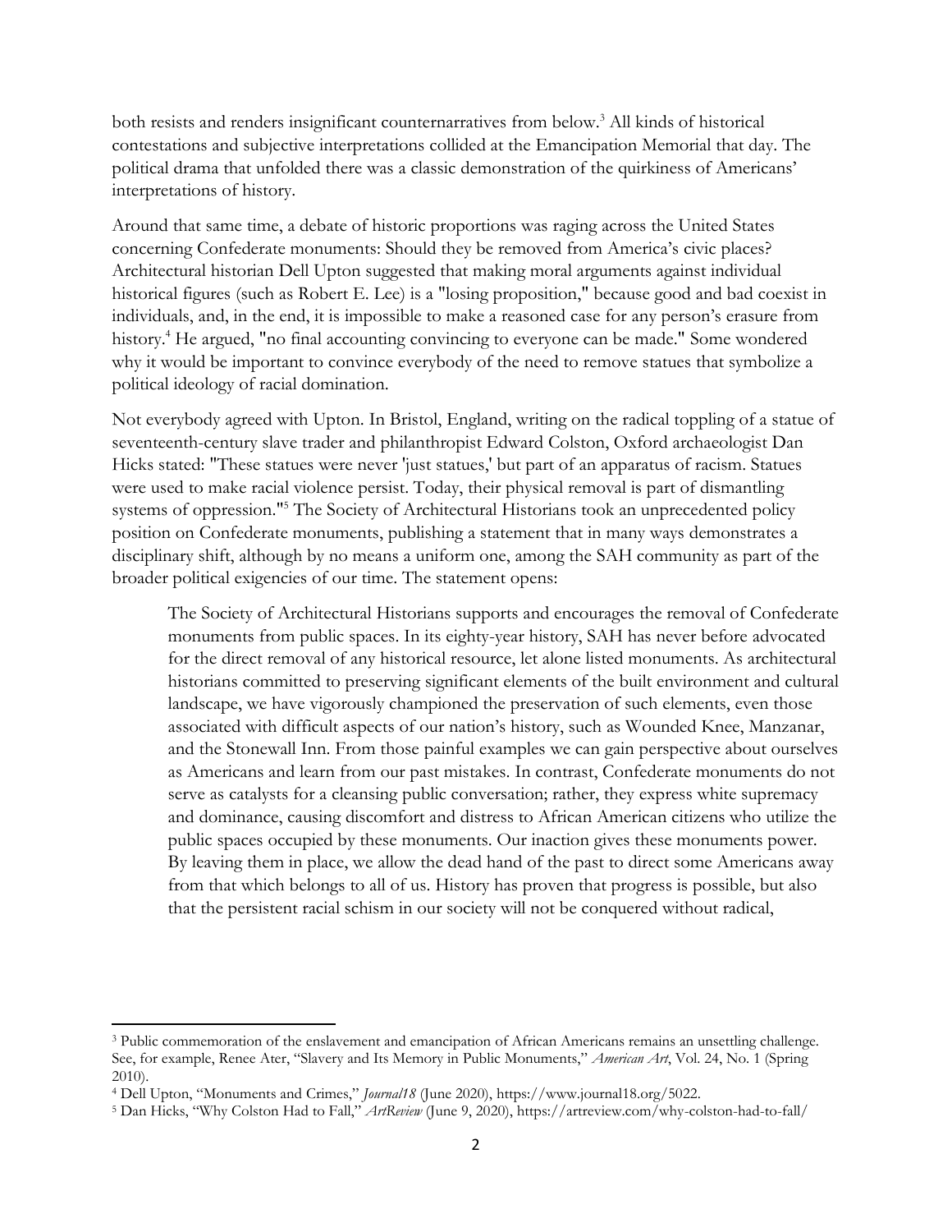both resists and renders insignificant counternarratives from below.[3] All kinds of historical contestations and subjective interpretations collided at the Emancipation Memorial that day. The political drama that unfolded there was a classic demonstration of the quirkiness of Americans' interpretations of history.

Around that same time, a debate of historic proportions was raging across the United States concerning Confederate monuments: Should they be removed from America's civic places? Architectural historian Dell Upton suggested that making moral arguments against individual historical figures (such as Robert E. Lee) is a "losing proposition," because good and bad coexist in individuals, and, in the end, it is impossible to make a reasoned case for any person's erasure from history.[4] He argued, "no final accounting convincing to everyone can be made." Some wondered why it would be important to convince everybody of the need to remove statues that symbolize a political ideology of racial domination.

Not everybody agreed with Upton. In Bristol, England, writing on the radical toppling of a statue of seventeenth-century slave trader and philanthropist Edward Colston, Oxford archaeologist Dan Hicks stated: "These statues were never 'just statues,' but part of an apparatus of racism. Statues were used to make racial violence persist. Today, their physical removal is part of dismantling systems of oppression."[5] The Society of Architectural Historians took an unprecedented policy position on Confederate monuments, publishing a statement that in many ways demonstrates a disciplinary shift, although by no means a uniform one, among the SAH community as part of the broader political exigencies of our time. The statement opens:

> The Society of Architectural Historians supports and encourages the removal of Confederate monuments from public spaces. In its eighty-year history, SAH has never before advocated for the direct removal of any historical resource, let alone listed monuments. As architectural historians committed to preserving significant elements of the built environment and cultural landscape, we have vigorously championed the preservation of such elements, even those associated with difficult aspects of our nation's history, such as Wounded Knee, Manzanar, and the Stonewall Inn. From those painful examples we can gain perspective about ourselves as Americans and learn from our past mistakes. In contrast, Confederate monuments do not serve as catalysts for a cleansing public conversation; rather, they express white supremacy and dominance, causing discomfort and distress to African American citizens who utilize the public spaces occupied by these monuments. Our inaction gives these monuments power. By leaving them in place, we allow the dead hand of the past to direct some Americans away from that which belongs to all of us. History has proven that progress is possible, but also that the persistent racial schism in our society will not be conquered without radical,

---

[3] Public commemoration of the enslavement and emancipation of African Americans remains an unsettling challenge. See, for example, Renee Ater, "Slavery and Its Memory in Public Monuments," *American Art*, Vol. 24, No. 1 (Spring 2010).

[4] Dell Upton, "Monuments and Crimes," *Journal18* (June 2020), https://www.journal18.org/5022.

[5] Dan Hicks, "Why Colston Had to Fall," *ArtReview* (June 9, 2020), https://artreview.com/why-colston-had-to-fall/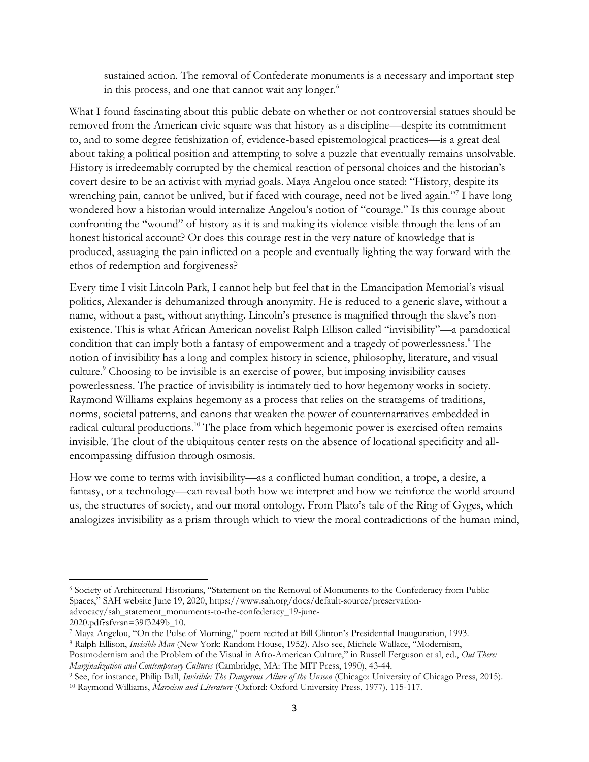> sustained action. The removal of Confederate monuments is a necessary and important step in this process, and one that cannot wait any longer.[6]

What I found fascinating about this public debate on whether or not controversial statues should be removed from the American civic square was that history as a discipline—despite its commitment to, and to some degree fetishization of, evidence-based epistemological practices—is a great deal about taking a political position and attempting to solve a puzzle that eventually remains unsolvable. History is irredeemably corrupted by the chemical reaction of personal choices and the historian's covert desire to be an activist with myriad goals. Maya Angelou once stated: "History, despite its wrenching pain, cannot be unlived, but if faced with courage, need not be lived again."[7] I have long wondered how a historian would internalize Angelou's notion of "courage." Is this courage about confronting the "wound" of history as it is and making its violence visible through the lens of an honest historical account? Or does this courage rest in the very nature of knowledge that is produced, assuaging the pain inflicted on a people and eventually lighting the way forward with the ethos of redemption and forgiveness?

Every time I visit Lincoln Park, I cannot help but feel that in the Emancipation Memorial's visual politics, Alexander is dehumanized through anonymity. He is reduced to a generic slave, without a name, without a past, without anything. Lincoln's presence is magnified through the slave's non-existence. This is what African American novelist Ralph Ellison called "invisibility"—a paradoxical condition that can imply both a fantasy of empowerment and a tragedy of powerlessness.[8] The notion of invisibility has a long and complex history in science, philosophy, literature, and visual culture.[9] Choosing to be invisible is an exercise of power, but imposing invisibility causes powerlessness. The practice of invisibility is intimately tied to how hegemony works in society. Raymond Williams explains hegemony as a process that relies on the stratagems of traditions, norms, societal patterns, and canons that weaken the power of counternarratives embedded in radical cultural productions.[10] The place from which hegemonic power is exercised often remains invisible. The clout of the ubiquitous center rests on the absence of locational specificity and all-encompassing diffusion through osmosis.

How we come to terms with invisibility—as a conflicted human condition, a trope, a desire, a fantasy, or a technology—can reveal both how we interpret and how we reinforce the world around us, the structures of society, and our moral ontology. From Plato's tale of the Ring of Gyges, which analogizes invisibility as a prism through which to view the moral contradictions of the human mind,

---

[6] Society of Architectural Historians, "Statement on the Removal of Monuments to the Confederacy from Public Spaces," SAH website June 19, 2020, https://www.sah.org/docs/default-source/preservation-advocacy/sah_statement_monuments-to-the-confederacy_19-june-2020.pdf?sfvrsn=39f3249b_10.

[7] Maya Angelou, "On the Pulse of Morning," poem recited at Bill Clinton's Presidential Inauguration, 1993.

[8] Ralph Ellison, *Invisible Man* (New York: Random House, 1952). Also see, Michele Wallace, "Modernism, Postmodernism and the Problem of the Visual in Afro-American Culture," in Russell Ferguson et al, ed., *Out There: Marginalization and Contemporary Cultures* (Cambridge, MA: The MIT Press, 1990), 43-44.

[9] See, for instance, Philip Ball, *Invisible: The Dangerous Allure of the Unseen* (Chicago: University of Chicago Press, 2015).

[10] Raymond Williams, *Marxism and Literature* (Oxford: Oxford University Press, 1977), 115-117.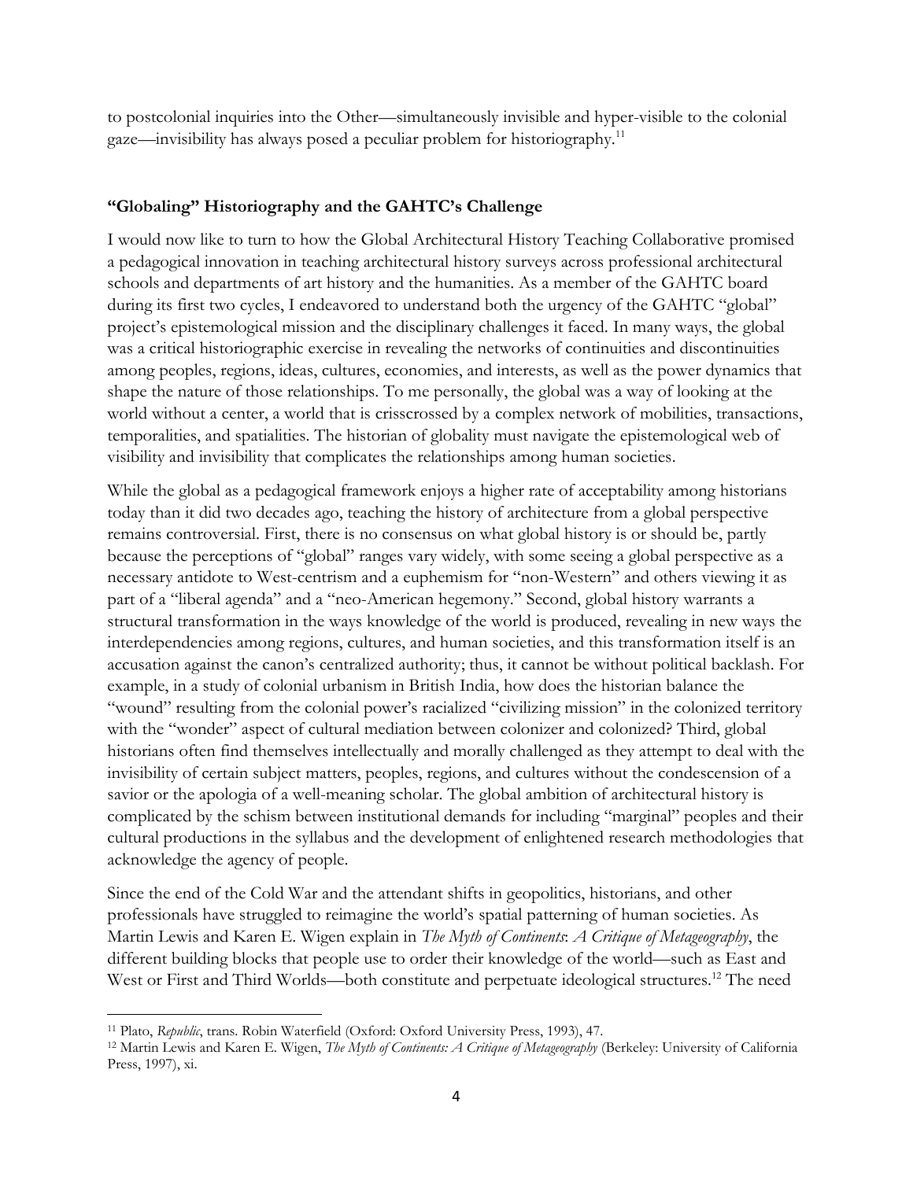to postcolonial inquiries into the Other—simultaneously invisible and hyper-visible to the colonial gaze—invisibility has always posed a peculiar problem for historiography.[11]

### "Globaling" Historiography and the GAHTC's Challenge

I would now like to turn to how the Global Architectural History Teaching Collaborative promised a pedagogical innovation in teaching architectural history surveys across professional architectural schools and departments of art history and the humanities. As a member of the GAHTC board during its first two cycles, I endeavored to understand both the urgency of the GAHTC "global" project's epistemological mission and the disciplinary challenges it faced. In many ways, the global was a critical historiographic exercise in revealing the networks of continuities and discontinuities among peoples, regions, ideas, cultures, economies, and interests, as well as the power dynamics that shape the nature of those relationships. To me personally, the global was a way of looking at the world without a center, a world that is crisscrossed by a complex network of mobilities, transactions, temporalities, and spatialities. The historian of globality must navigate the epistemological web of visibility and invisibility that complicates the relationships among human societies.

While the global as a pedagogical framework enjoys a higher rate of acceptability among historians today than it did two decades ago, teaching the history of architecture from a global perspective remains controversial. First, there is no consensus on what global history is or should be, partly because the perceptions of "global" ranges vary widely, with some seeing a global perspective as a necessary antidote to West-centrism and a euphemism for "non-Western" and others viewing it as part of a "liberal agenda" and a "neo-American hegemony." Second, global history warrants a structural transformation in the ways knowledge of the world is produced, revealing in new ways the interdependencies among regions, cultures, and human societies, and this transformation itself is an accusation against the canon's centralized authority; thus, it cannot be without political backlash. For example, in a study of colonial urbanism in British India, how does the historian balance the "wound" resulting from the colonial power's racialized "civilizing mission" in the colonized territory with the "wonder" aspect of cultural mediation between colonizer and colonized? Third, global historians often find themselves intellectually and morally challenged as they attempt to deal with the invisibility of certain subject matters, peoples, regions, and cultures without the condescension of a savior or the apologia of a well-meaning scholar. The global ambition of architectural history is complicated by the schism between institutional demands for including "marginal" peoples and their cultural productions in the syllabus and the development of enlightened research methodologies that acknowledge the agency of people.

Since the end of the Cold War and the attendant shifts in geopolitics, historians, and other professionals have struggled to reimagine the world's spatial patterning of human societies. As Martin Lewis and Karen E. Wigen explain in *The Myth of Continents*: *A Critique of Metageography*, the different building blocks that people use to order their knowledge of the world—such as East and West or First and Third Worlds—both constitute and perpetuate ideological structures.[12] The need

---

[11] Plato, *Republic*, trans. Robin Waterfield (Oxford: Oxford University Press, 1993), 47.

[12] Martin Lewis and Karen E. Wigen, *The Myth of Continents: A Critique of Metageography* (Berkeley: University of California Press, 1997), xi.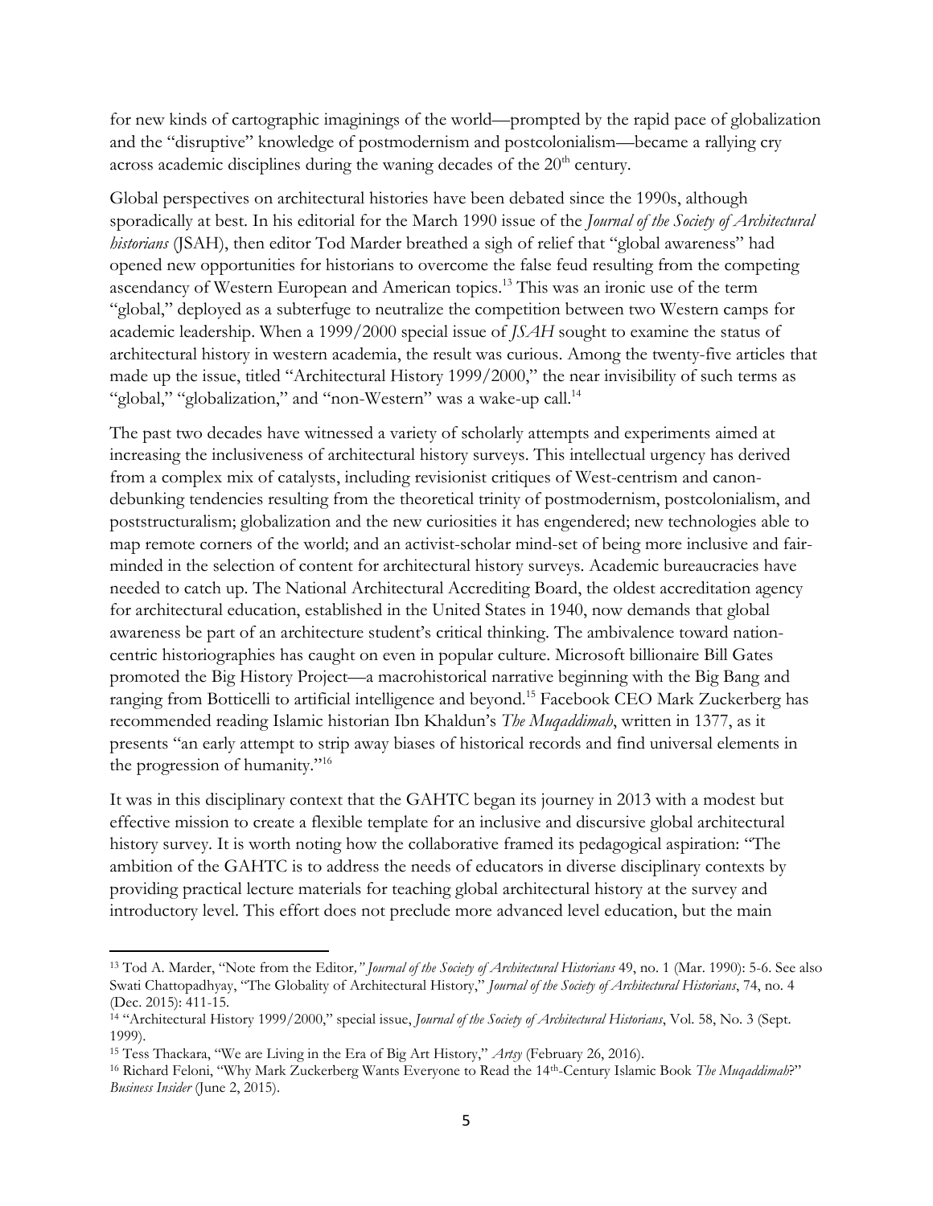for new kinds of cartographic imaginings of the world—prompted by the rapid pace of globalization and the "disruptive" knowledge of postmodernism and postcolonialism—became a rallying cry across academic disciplines during the waning decades of the 20th century.

Global perspectives on architectural histories have been debated since the 1990s, although sporadically at best. In his editorial for the March 1990 issue of the *Journal of the Society of Architectural historians* (JSAH), then editor Tod Marder breathed a sigh of relief that "global awareness" had opened new opportunities for historians to overcome the false feud resulting from the competing ascendancy of Western European and American topics.[13] This was an ironic use of the term "global," deployed as a subterfuge to neutralize the competition between two Western camps for academic leadership. When a 1999/2000 special issue of *JSAH* sought to examine the status of architectural history in western academia, the result was curious. Among the twenty-five articles that made up the issue, titled "Architectural History 1999/2000," the near invisibility of such terms as "global," "globalization," and "non-Western" was a wake-up call.[14]

The past two decades have witnessed a variety of scholarly attempts and experiments aimed at increasing the inclusiveness of architectural history surveys. This intellectual urgency has derived from a complex mix of catalysts, including revisionist critiques of West-centrism and canon-debunking tendencies resulting from the theoretical trinity of postmodernism, postcolonialism, and poststructuralism; globalization and the new curiosities it has engendered; new technologies able to map remote corners of the world; and an activist-scholar mind-set of being more inclusive and fair-minded in the selection of content for architectural history surveys. Academic bureaucracies have needed to catch up. The National Architectural Accrediting Board, the oldest accreditation agency for architectural education, established in the United States in 1940, now demands that global awareness be part of an architecture student's critical thinking. The ambivalence toward nation-centric historiographies has caught on even in popular culture. Microsoft billionaire Bill Gates promoted the Big History Project—a macrohistorical narrative beginning with the Big Bang and ranging from Botticelli to artificial intelligence and beyond.[15] Facebook CEO Mark Zuckerberg has recommended reading Islamic historian Ibn Khaldun's *The Muqaddimah*, written in 1377, as it presents "an early attempt to strip away biases of historical records and find universal elements in the progression of humanity."[16]

It was in this disciplinary context that the GAHTC began its journey in 2013 with a modest but effective mission to create a flexible template for an inclusive and discursive global architectural history survey. It is worth noting how the collaborative framed its pedagogical aspiration: "The ambition of the GAHTC is to address the needs of educators in diverse disciplinary contexts by providing practical lecture materials for teaching global architectural history at the survey and introductory level. This effort does not preclude more advanced level education, but the main

---

[13] Tod A. Marder, "Note from the Editor," *Journal of the Society of Architectural Historians* 49, no. 1 (Mar. 1990): 5-6. See also Swati Chattopadhyay, "The Globality of Architectural History," *Journal of the Society of Architectural Historians*, 74, no. 4 (Dec. 2015): 411-15.

[14] "Architectural History 1999/2000," special issue, *Journal of the Society of Architectural Historians*, Vol. 58, No. 3 (Sept. 1999).

[15] Tess Thackara, "We are Living in the Era of Big Art History," *Artsy* (February 26, 2016).

[16] Richard Feloni, "Why Mark Zuckerberg Wants Everyone to Read the 14th-Century Islamic Book *The Muqaddimah*?" *Business Insider* (June 2, 2015).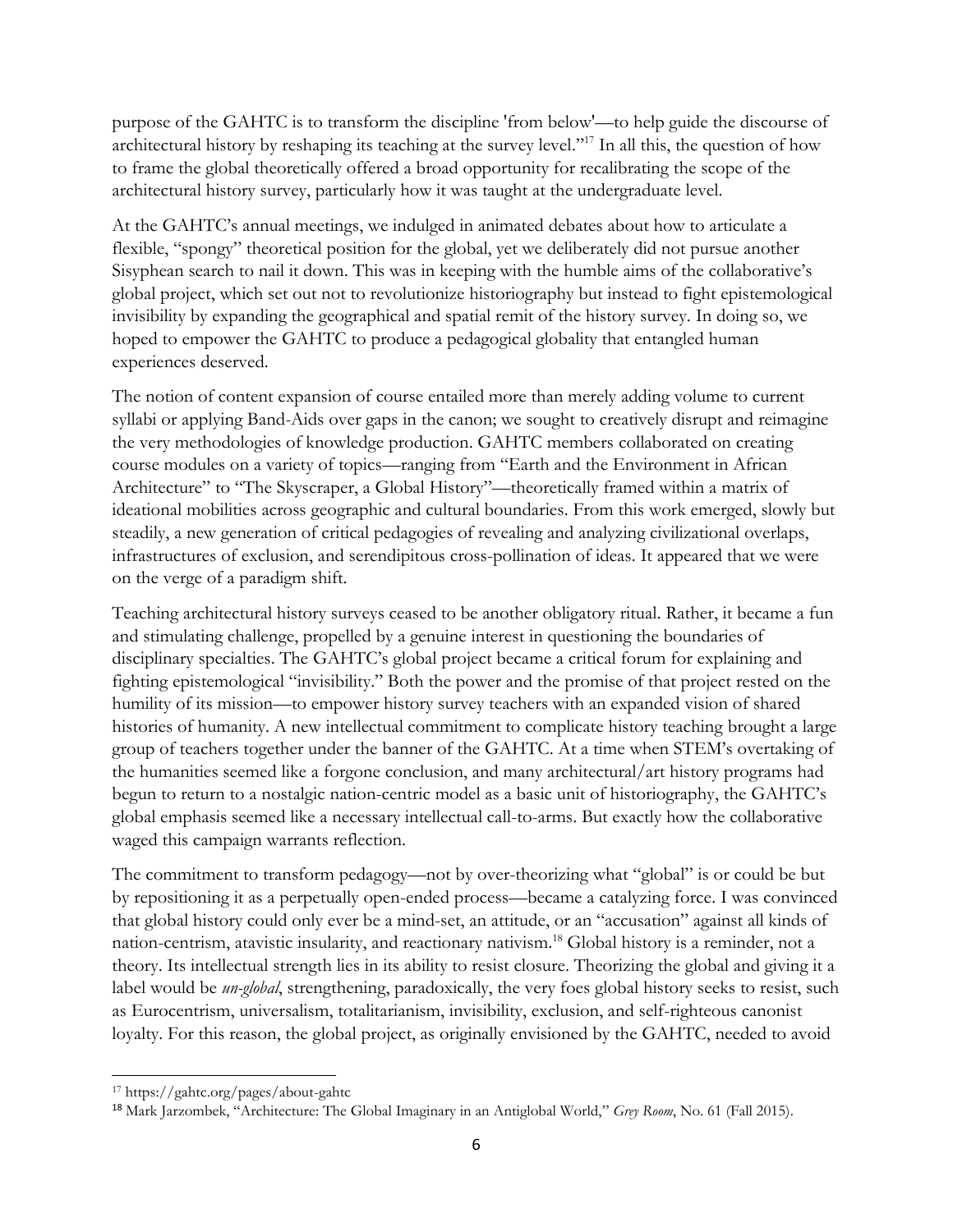purpose of the GAHTC is to transform the discipline 'from below'—to help guide the discourse of architectural history by reshaping its teaching at the survey level."[17] In all this, the question of how to frame the global theoretically offered a broad opportunity for recalibrating the scope of the architectural history survey, particularly how it was taught at the undergraduate level.

At the GAHTC's annual meetings, we indulged in animated debates about how to articulate a flexible, "spongy" theoretical position for the global, yet we deliberately did not pursue another Sisyphean search to nail it down. This was in keeping with the humble aims of the collaborative's global project, which set out not to revolutionize historiography but instead to fight epistemological invisibility by expanding the geographical and spatial remit of the history survey. In doing so, we hoped to empower the GAHTC to produce a pedagogical globality that entangled human experiences deserved.

The notion of content expansion of course entailed more than merely adding volume to current syllabi or applying Band-Aids over gaps in the canon; we sought to creatively disrupt and reimagine the very methodologies of knowledge production. GAHTC members collaborated on creating course modules on a variety of topics—ranging from "Earth and the Environment in African Architecture" to "The Skyscraper, a Global History"—theoretically framed within a matrix of ideational mobilities across geographic and cultural boundaries. From this work emerged, slowly but steadily, a new generation of critical pedagogies of revealing and analyzing civilizational overlaps, infrastructures of exclusion, and serendipitous cross-pollination of ideas. It appeared that we were on the verge of a paradigm shift.

Teaching architectural history surveys ceased to be another obligatory ritual. Rather, it became a fun and stimulating challenge, propelled by a genuine interest in questioning the boundaries of disciplinary specialties. The GAHTC's global project became a critical forum for explaining and fighting epistemological "invisibility." Both the power and the promise of that project rested on the humility of its mission—to empower history survey teachers with an expanded vision of shared histories of humanity. A new intellectual commitment to complicate history teaching brought a large group of teachers together under the banner of the GAHTC. At a time when STEM's overtaking of the humanities seemed like a forgone conclusion, and many architectural/art history programs had begun to return to a nostalgic nation-centric model as a basic unit of historiography, the GAHTC's global emphasis seemed like a necessary intellectual call-to-arms. But exactly how the collaborative waged this campaign warrants reflection.

The commitment to transform pedagogy—not by over-theorizing what "global" is or could be but by repositioning it as a perpetually open-ended process—became a catalyzing force. I was convinced that global history could only ever be a mind-set, an attitude, or an "accusation" against all kinds of nation-centrism, atavistic insularity, and reactionary nativism.[18] Global history is a reminder, not a theory. Its intellectual strength lies in its ability to resist closure. Theorizing the global and giving it a label would be *un-global*, strengthening, paradoxically, the very foes global history seeks to resist, such as Eurocentrism, universalism, totalitarianism, invisibility, exclusion, and self-righteous canonist loyalty. For this reason, the global project, as originally envisioned by the GAHTC, needed to avoid

[17] https://gahtc.org/pages/about-gahtc

[18] Mark Jarzombek, "Architecture: The Global Imaginary in an Antiglobal World," *Grey Room*, No. 61 (Fall 2015).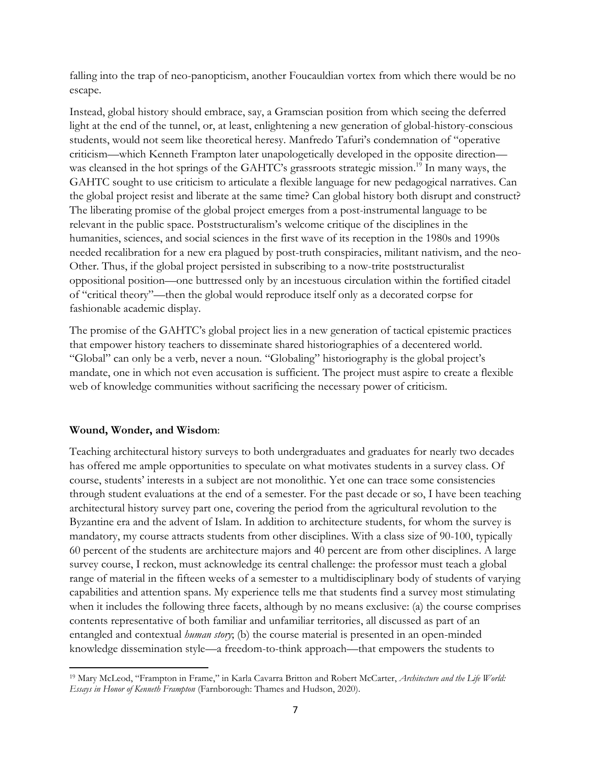falling into the trap of neo-panopticism, another Foucauldian vortex from which there would be no escape.

Instead, global history should embrace, say, a Gramscian position from which seeing the deferred light at the end of the tunnel, or, at least, enlightening a new generation of global-history-conscious students, would not seem like theoretical heresy. Manfredo Tafuri's condemnation of "operative criticism—which Kenneth Frampton later unapologetically developed in the opposite direction—was cleansed in the hot springs of the GAHTC's grassroots strategic mission.[19] In many ways, the GAHTC sought to use criticism to articulate a flexible language for new pedagogical narratives. Can the global project resist and liberate at the same time? Can global history both disrupt and construct? The liberating promise of the global project emerges from a post-instrumental language to be relevant in the public space. Poststructuralism's welcome critique of the disciplines in the humanities, sciences, and social sciences in the first wave of its reception in the 1980s and 1990s needed recalibration for a new era plagued by post-truth conspiracies, militant nativism, and the neo-Other. Thus, if the global project persisted in subscribing to a now-trite poststructuralist oppositional position—one buttressed only by an incestuous circulation within the fortified citadel of "critical theory"—then the global would reproduce itself only as a decorated corpse for fashionable academic display.

The promise of the GAHTC's global project lies in a new generation of tactical epistemic practices that empower history teachers to disseminate shared historiographies of a decentered world. "Global" can only be a verb, never a noun. "Globaling" historiography is the global project's mandate, one in which not even accusation is sufficient. The project must aspire to create a flexible web of knowledge communities without sacrificing the necessary power of criticism.

**Wound, Wonder, and Wisdom**:

Teaching architectural history surveys to both undergraduates and graduates for nearly two decades has offered me ample opportunities to speculate on what motivates students in a survey class. Of course, students' interests in a subject are not monolithic. Yet one can trace some consistencies through student evaluations at the end of a semester. For the past decade or so, I have been teaching architectural history survey part one, covering the period from the agricultural revolution to the Byzantine era and the advent of Islam. In addition to architecture students, for whom the survey is mandatory, my course attracts students from other disciplines. With a class size of 90-100, typically 60 percent of the students are architecture majors and 40 percent are from other disciplines. A large survey course, I reckon, must acknowledge its central challenge: the professor must teach a global range of material in the fifteen weeks of a semester to a multidisciplinary body of students of varying capabilities and attention spans. My experience tells me that students find a survey most stimulating when it includes the following three facets, although by no means exclusive: (a) the course comprises contents representative of both familiar and unfamiliar territories, all discussed as part of an entangled and contextual *human story*; (b) the course material is presented in an open-minded knowledge dissemination style—a freedom-to-think approach—that empowers the students to

---

[19] Mary McLeod, "Frampton in Frame," in Karla Cavarra Britton and Robert McCarter, *Architecture and the Life World: Essays in Honor of Kenneth Frampton* (Farnborough: Thames and Hudson, 2020).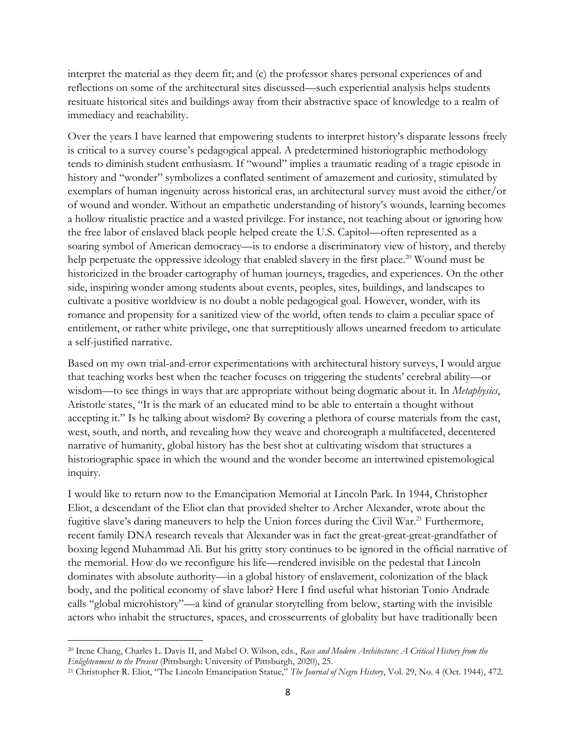interpret the material as they deem fit; and (c) the professor shares personal experiences of and reflections on some of the architectural sites discussed—such experiential analysis helps students resituate historical sites and buildings away from their abstractive space of knowledge to a realm of immediacy and reachability.

Over the years I have learned that empowering students to interpret history's disparate lessons freely is critical to a survey course's pedagogical appeal. A predetermined historiographic methodology tends to diminish student enthusiasm. If "wound" implies a traumatic reading of a tragic episode in history and "wonder" symbolizes a conflated sentiment of amazement and curiosity, stimulated by exemplars of human ingenuity across historical eras, an architectural survey must avoid the either/or of wound and wonder. Without an empathetic understanding of history's wounds, learning becomes a hollow ritualistic practice and a wasted privilege. For instance, not teaching about or ignoring how the free labor of enslaved black people helped create the U.S. Capitol—often represented as a soaring symbol of American democracy—is to endorse a discriminatory view of history, and thereby help perpetuate the oppressive ideology that enabled slavery in the first place.[20] Wound must be historicized in the broader cartography of human journeys, tragedies, and experiences. On the other side, inspiring wonder among students about events, peoples, sites, buildings, and landscapes to cultivate a positive worldview is no doubt a noble pedagogical goal. However, wonder, with its romance and propensity for a sanitized view of the world, often tends to claim a peculiar space of entitlement, or rather white privilege, one that surreptitiously allows unearned freedom to articulate a self-justified narrative.

Based on my own trial-and-error experimentations with architectural history surveys, I would argue that teaching works best when the teacher focuses on triggering the students' cerebral ability—or wisdom—to see things in ways that are appropriate without being dogmatic about it. In *Metaphysics*, Aristotle states, "It is the mark of an educated mind to be able to entertain a thought without accepting it." Is he talking about wisdom? By covering a plethora of course materials from the east, west, south, and north, and revealing how they weave and choreograph a multifaceted, decentered narrative of humanity, global history has the best shot at cultivating wisdom that structures a historiographic space in which the wound and the wonder become an intertwined epistemological inquiry.

I would like to return now to the Emancipation Memorial at Lincoln Park. In 1944, Christopher Eliot, a descendant of the Eliot clan that provided shelter to Archer Alexander, wrote about the fugitive slave's daring maneuvers to help the Union forces during the Civil War.[21] Furthermore, recent family DNA research reveals that Alexander was in fact the great-great-great-grandfather of boxing legend Muhammad Ali. But his gritty story continues to be ignored in the official narrative of the memorial. How do we reconfigure his life—rendered invisible on the pedestal that Lincoln dominates with absolute authority—in a global history of enslavement, colonization of the black body, and the political economy of slave labor? Here I find useful what historian Tonio Andrade calls "global microhistory"—a kind of granular storytelling from below, starting with the invisible actors who inhabit the structures, spaces, and crosscurrents of globality but have traditionally been

---

[20] Irene Chang, Charles L. Davis II, and Mabel O. Wilson, eds., *Race and Modern Architecture: A Critical History from the Enlightenment to the Present* (Pittsburgh: University of Pittsburgh, 2020), 25.

[21] Christopher R. Eliot, "The Lincoln Emancipation Statue," *The Journal of Negro History*, Vol. 29, No. 4 (Oct. 1944), 472.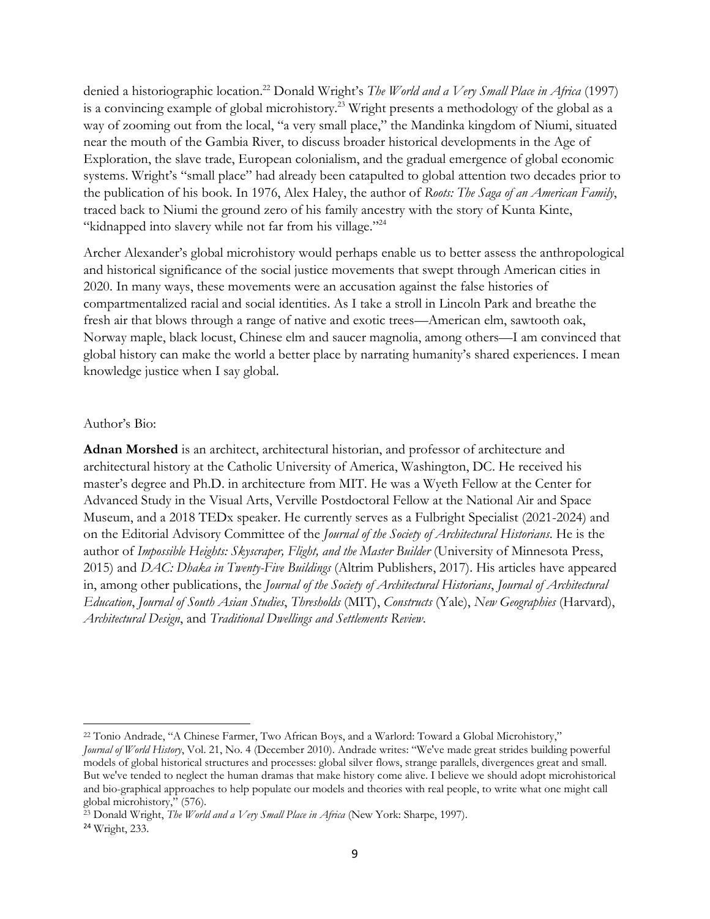denied a historiographic location.[22] Donald Wright's *The World and a Very Small Place in Africa* (1997) is a convincing example of global microhistory.[23] Wright presents a methodology of the global as a way of zooming out from the local, "a very small place," the Mandinka kingdom of Niumi, situated near the mouth of the Gambia River, to discuss broader historical developments in the Age of Exploration, the slave trade, European colonialism, and the gradual emergence of global economic systems. Wright's "small place" had already been catapulted to global attention two decades prior to the publication of his book. In 1976, Alex Haley, the author of *Roots: The Saga of an American Family*, traced back to Niumi the ground zero of his family ancestry with the story of Kunta Kinte, "kidnapped into slavery while not far from his village."[24]

Archer Alexander's global microhistory would perhaps enable us to better assess the anthropological and historical significance of the social justice movements that swept through American cities in 2020. In many ways, these movements were an accusation against the false histories of compartmentalized racial and social identities. As I take a stroll in Lincoln Park and breathe the fresh air that blows through a range of native and exotic trees—American elm, sawtooth oak, Norway maple, black locust, Chinese elm and saucer magnolia, among others—I am convinced that global history can make the world a better place by narrating humanity's shared experiences. I mean knowledge justice when I say global.

Author's Bio:

**Adnan Morshed** is an architect, architectural historian, and professor of architecture and architectural history at the Catholic University of America, Washington, DC. He received his master's degree and Ph.D. in architecture from MIT. He was a Wyeth Fellow at the Center for Advanced Study in the Visual Arts, Verville Postdoctoral Fellow at the National Air and Space Museum, and a 2018 TEDx speaker. He currently serves as a Fulbright Specialist (2021-2024) and on the Editorial Advisory Committee of the *Journal of the Society of Architectural Historians*. He is the author of *Impossible Heights: Skyscraper, Flight, and the Master Builder* (University of Minnesota Press, 2015) and *DAC: Dhaka in Twenty-Five Buildings* (Altrim Publishers, 2017). His articles have appeared in, among other publications, the *Journal of the Society of Architectural Historians*, *Journal of Architectural Education*, *Journal of South Asian Studies*, *Thresholds* (MIT), *Constructs* (Yale), *New Geographies* (Harvard), *Architectural Design*, and *Traditional Dwellings and Settlements Review*.

---

[22] Tonio Andrade, "A Chinese Farmer, Two African Boys, and a Warlord: Toward a Global Microhistory," *Journal of World History*, Vol. 21, No. 4 (December 2010). Andrade writes: "We've made great strides building powerful models of global historical structures and processes: global silver flows, strange parallels, divergences great and small. But we've tended to neglect the human dramas that make history come alive. I believe we should adopt microhistorical and bio-graphical approaches to help populate our models and theories with real people, to write what one might call global microhistory," (576).

[23] Donald Wright, *The World and a Very Small Place in Africa* (New York: Sharpe, 1997).

[24] Wright, 233.